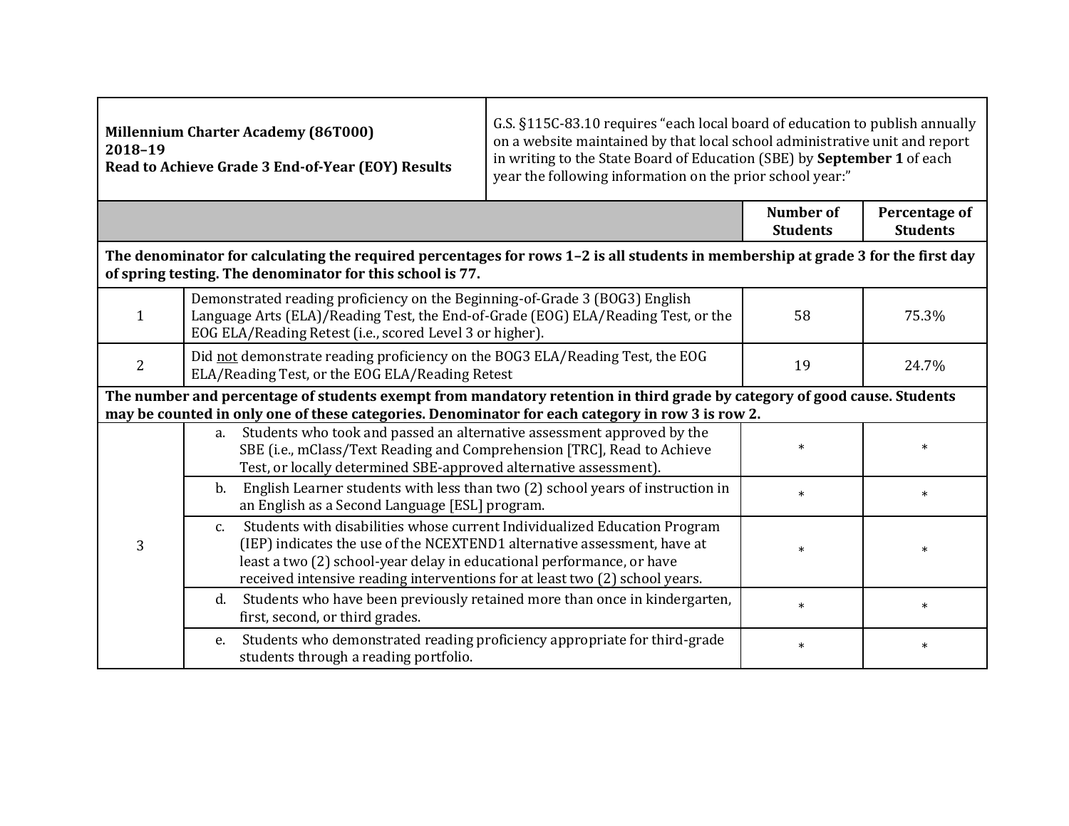| **Millennium Charter Academy (86T000)**<br>**2018–19**<br>**Read to Achieve Grade 3 End-of-Year (EOY) Results** | G.S. §115C-83.10 requires "each local board of education to publish annually on a website maintained by that local school administrative unit and report in writing to the State Board of Education (SBE) by **September 1** of each year the following information on the prior school year:" | | |
|---|---|---|---|
| | | **Number of Students** | **Percentage of Students** |
| **The denominator for calculating the required percentages for rows 1–2 is all students in membership at grade 3 for the first day of spring testing. The denominator for this school is 77.** | | | |
| 1 | Demonstrated reading proficiency on the Beginning-of-Grade 3 (BOG3) English Language Arts (ELA)/Reading Test, the End-of-Grade (EOG) ELA/Reading Test, or the EOG ELA/Reading Retest (i.e., scored Level 3 or higher). | 58 | 75.3% |
| 2 | Did not demonstrate reading proficiency on the BOG3 ELA/Reading Test, the EOG ELA/Reading Test, or the EOG ELA/Reading Retest | 19 | 24.7% |
| **The number and percentage of students exempt from mandatory retention in third grade by category of good cause. Students may be counted in only one of these categories. Denominator for each category in row 3 is row 2.** | | | |
| 3 | a. Students who took and passed an alternative assessment approved by the SBE (i.e., mClass/Text Reading and Comprehension [TRC], Read to Achieve Test, or locally determined SBE-approved alternative assessment). | * | * |
| | b. English Learner students with less than two (2) school years of instruction in an English as a Second Language [ESL] program. | * | * |
| | c. Students with disabilities whose current Individualized Education Program (IEP) indicates the use of the NCEXTEND1 alternative assessment, have at least a two (2) school-year delay in educational performance, or have received intensive reading interventions for at least two (2) school years. | * | * |
| | d. Students who have been previously retained more than once in kindergarten, first, second, or third grades. | * | * |
| | e. Students who demonstrated reading proficiency appropriate for third-grade students through a reading portfolio. | * | * |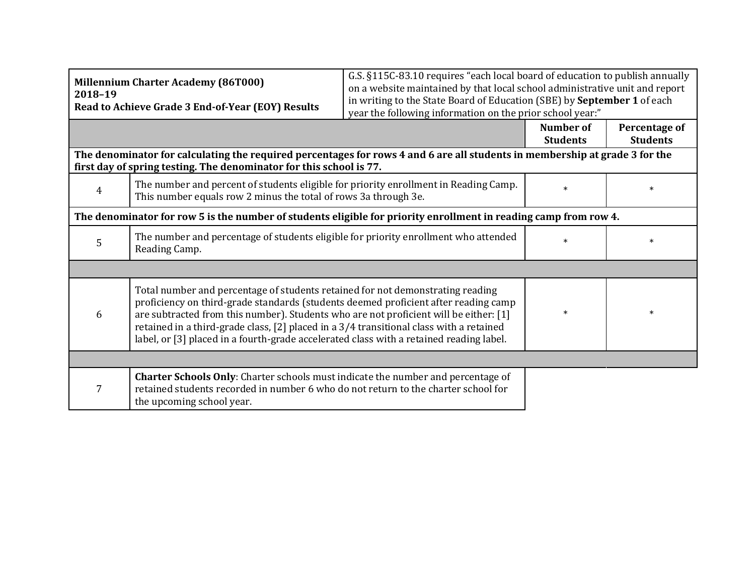| Millennium Charter Academy (86T000)<br>2018–19<br>Read to Achieve Grade 3 End-of-Year (EOY) Results | G.S. §115C-83.10 requires "each local board of education to publish annually on a website maintained by that local school administrative unit and report in writing to the State Board of Education (SBE) by **September 1** of each year the following information on the prior school year:" | | |
|---|---|---|---|
| | | **Number of Students** | **Percentage of Students** |
| **The denominator for calculating the required percentages for rows 4 and 6 are all students in membership at grade 3 for the first day of spring testing. The denominator for this school is 77.** | | | |
| 4 | The number and percent of students eligible for priority enrollment in Reading Camp. This number equals row 2 minus the total of rows 3a through 3e. | * | * |
| **The denominator for row 5 is the number of students eligible for priority enrollment in reading camp from row 4.** | | | |
| 5 | The number and percentage of students eligible for priority enrollment who attended Reading Camp. | * | * |
| | | | |
| 6 | Total number and percentage of students retained for not demonstrating reading proficiency on third-grade standards (students deemed proficient after reading camp are subtracted from this number). Students who are not proficient will be either: [1] retained in a third-grade class, [2] placed in a 3/4 transitional class with a retained label, or [3] placed in a fourth-grade accelerated class with a retained reading label. | * | * |
| | | | |
| 7 | **Charter Schools Only**: Charter schools must indicate the number and percentage of retained students recorded in number 6 who do not return to the charter school for the upcoming school year. | | |